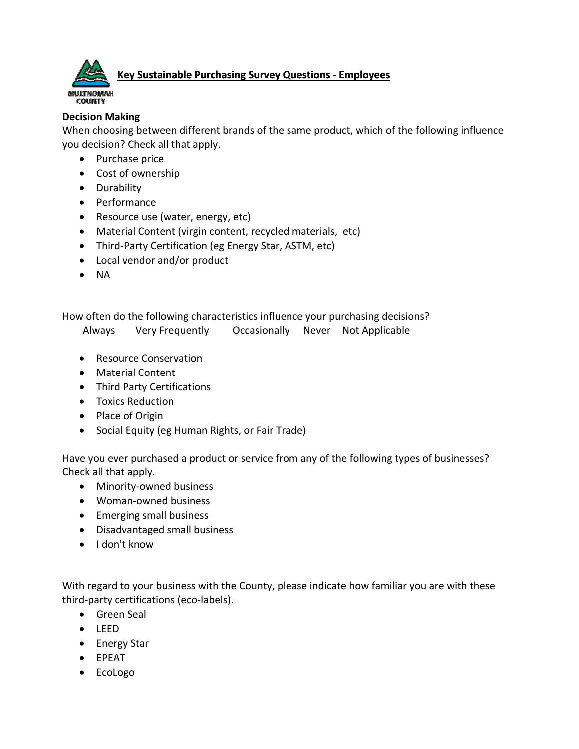MULTNOMAH COUNTY

# Key Sustainable Purchasing Survey Questions - Employees

**Decision Making**

When choosing between different brands of the same product, which of the following influence you decision? Check all that apply.

- Purchase price
- Cost of ownership
- Durability
- Performance
- Resource use (water, energy, etc)
- Material Content (virgin content, recycled materials, etc)
- Third-Party Certification (eg Energy Star, ASTM, etc)
- Local vendor and/or product
- NA

How often do the following characteristics influence your purchasing decisions?

Always Very Frequently Occasionally Never Not Applicable

- Resource Conservation
- Material Content
- Third Party Certifications
- Toxics Reduction
- Place of Origin
- Social Equity (eg Human Rights, or Fair Trade)

Have you ever purchased a product or service from any of the following types of businesses? Check all that apply.

- Minority-owned business
- Woman-owned business
- Emerging small business
- Disadvantaged small business
- I don't know

With regard to your business with the County, please indicate how familiar you are with these third-party certifications (eco-labels).

- Green Seal
- LEED
- Energy Star
- EPEAT
- EcoLogo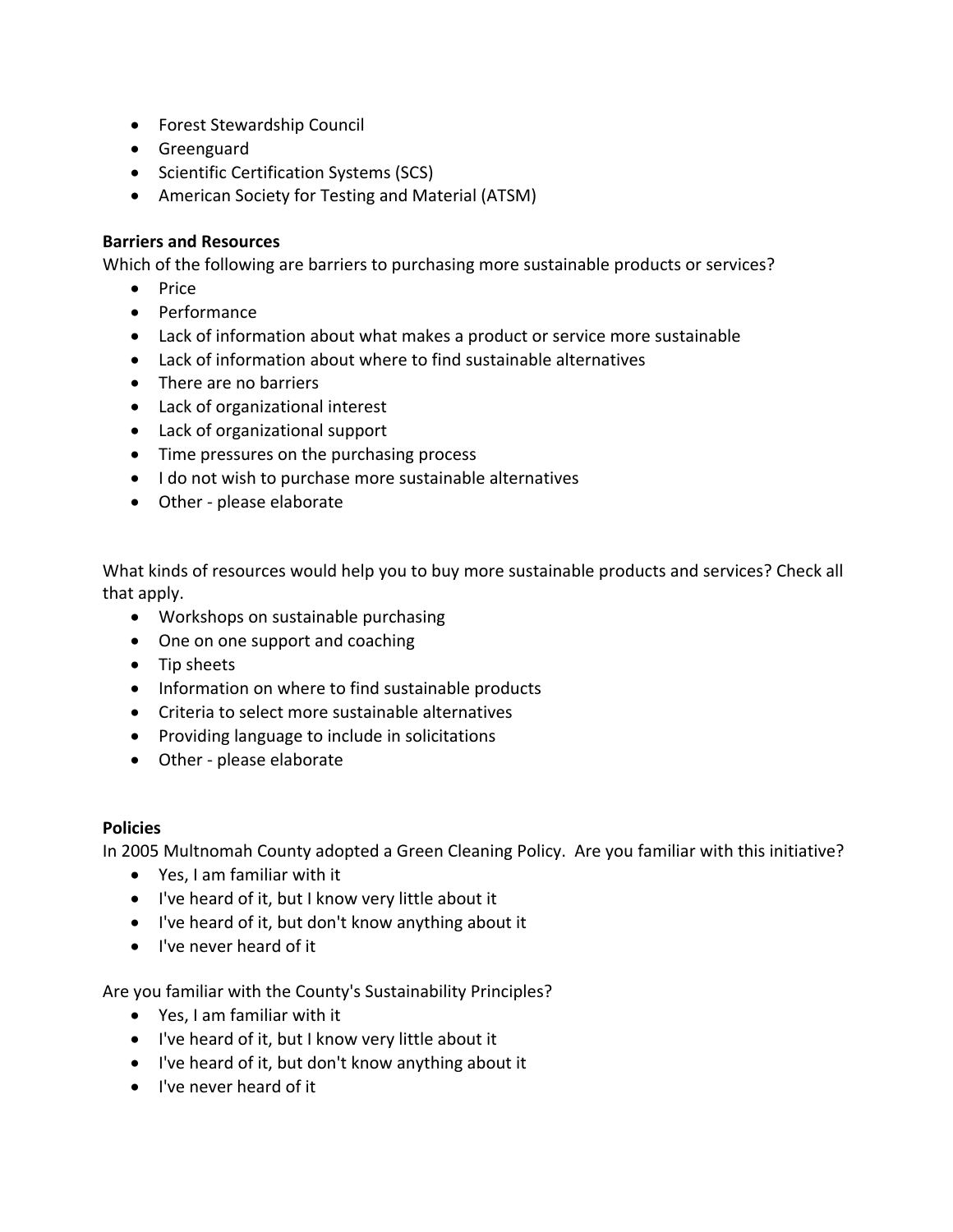- Forest Stewardship Council
- Greenguard
- Scientific Certification Systems (SCS)
- American Society for Testing and Material (ATSM)

**Barriers and Resources**

Which of the following are barriers to purchasing more sustainable products or services?

- Price
- Performance
- Lack of information about what makes a product or service more sustainable
- Lack of information about where to find sustainable alternatives
- There are no barriers
- Lack of organizational interest
- Lack of organizational support
- Time pressures on the purchasing process
- I do not wish to purchase more sustainable alternatives
- Other - please elaborate

What kinds of resources would help you to buy more sustainable products and services? Check all that apply.

- Workshops on sustainable purchasing
- One on one support and coaching
- Tip sheets
- Information on where to find sustainable products
- Criteria to select more sustainable alternatives
- Providing language to include in solicitations
- Other - please elaborate

**Policies**

In 2005 Multnomah County adopted a Green Cleaning Policy. Are you familiar with this initiative?

- Yes, I am familiar with it
- I've heard of it, but I know very little about it
- I've heard of it, but don't know anything about it
- I've never heard of it

Are you familiar with the County's Sustainability Principles?

- Yes, I am familiar with it
- I've heard of it, but I know very little about it
- I've heard of it, but don't know anything about it
- I've never heard of it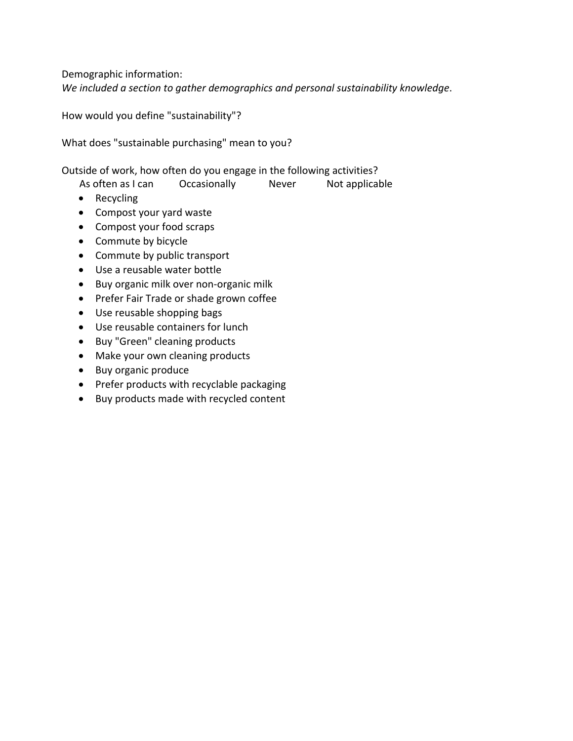Demographic information:
*We included a section to gather demographics and personal sustainability knowledge*.

How would you define "sustainability"?

What does "sustainable purchasing" mean to you?

Outside of work, how often do you engage in the following activities?

As often as I can     Occasionally     Never     Not applicable

- Recycling
- Compost your yard waste
- Compost your food scraps
- Commute by bicycle
- Commute by public transport
- Use a reusable water bottle
- Buy organic milk over non-organic milk
- Prefer Fair Trade or shade grown coffee
- Use reusable shopping bags
- Use reusable containers for lunch
- Buy "Green" cleaning products
- Make your own cleaning products
- Buy organic produce
- Prefer products with recyclable packaging
- Buy products made with recycled content